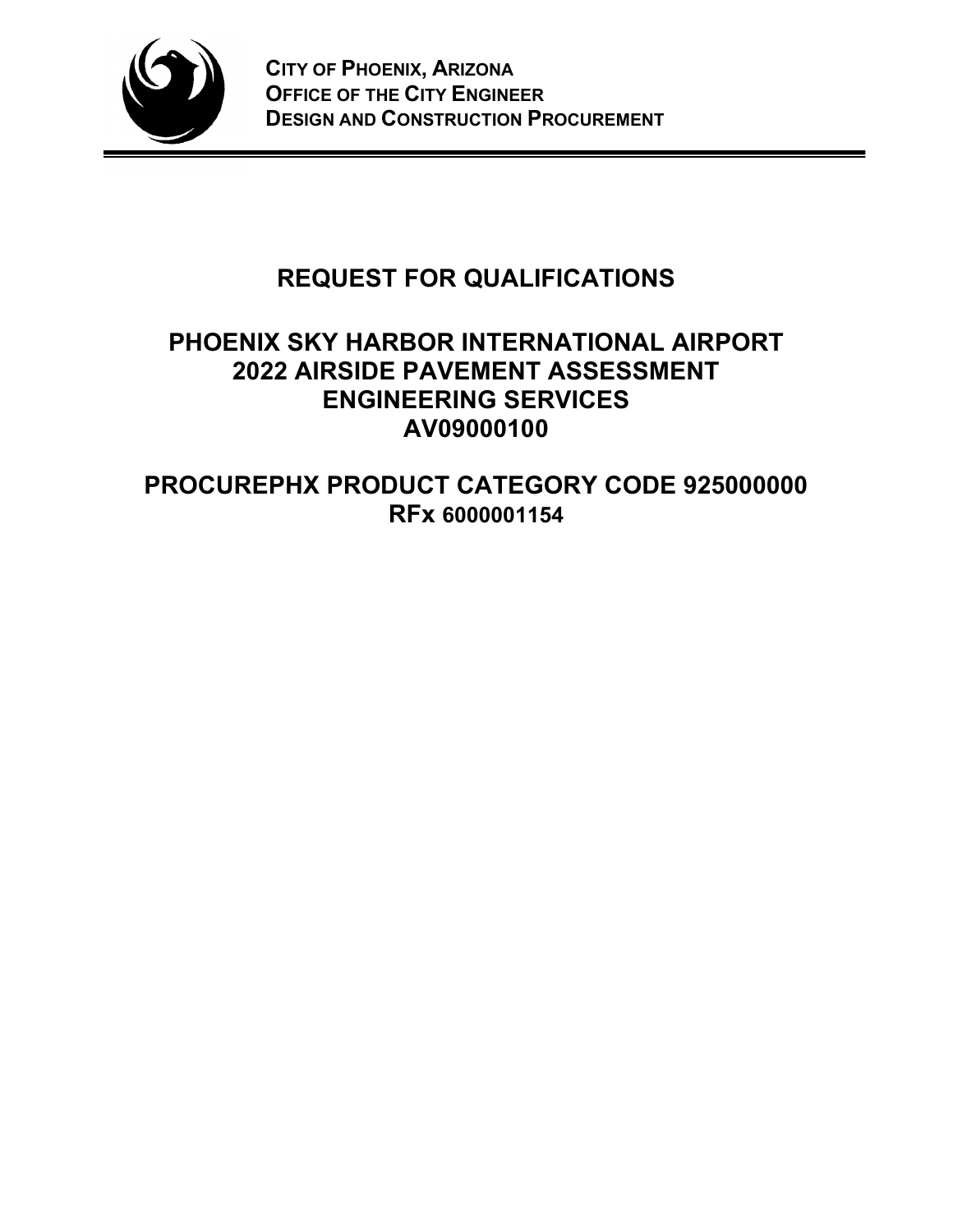**City of Phoenix, Arizona**
**Office of the City Engineer**
**Design and Construction Procurement**

# REQUEST FOR QUALIFICATIONS

# PHOENIX SKY HARBOR INTERNATIONAL AIRPORT 2022 AIRSIDE PAVEMENT ASSESSMENT ENGINEERING SERVICES AV09000100

## PROCUREPHX PRODUCT CATEGORY CODE 925000000 RFx 6000001154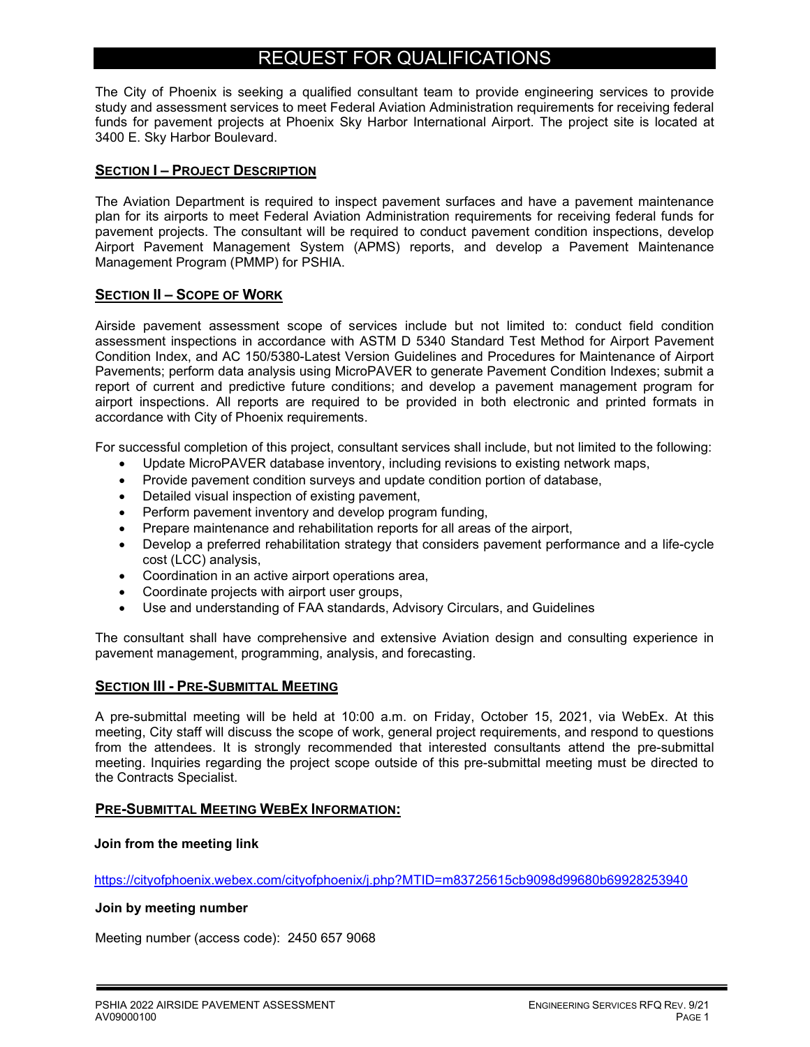# REQUEST FOR QUALIFICATIONS

The City of Phoenix is seeking a qualified consultant team to provide engineering services to provide study and assessment services to meet Federal Aviation Administration requirements for receiving federal funds for pavement projects at Phoenix Sky Harbor International Airport. The project site is located at 3400 E. Sky Harbor Boulevard.

## SECTION I – PROJECT DESCRIPTION

The Aviation Department is required to inspect pavement surfaces and have a pavement maintenance plan for its airports to meet Federal Aviation Administration requirements for receiving federal funds for pavement projects. The consultant will be required to conduct pavement condition inspections, develop Airport Pavement Management System (APMS) reports, and develop a Pavement Maintenance Management Program (PMMP) for PSHIA.

## SECTION II – SCOPE OF WORK

Airside pavement assessment scope of services include but not limited to: conduct field condition assessment inspections in accordance with ASTM D 5340 Standard Test Method for Airport Pavement Condition Index, and AC 150/5380-Latest Version Guidelines and Procedures for Maintenance of Airport Pavements; perform data analysis using MicroPAVER to generate Pavement Condition Indexes; submit a report of current and predictive future conditions; and develop a pavement management program for airport inspections. All reports are required to be provided in both electronic and printed formats in accordance with City of Phoenix requirements.

For successful completion of this project, consultant services shall include, but not limited to the following:

- Update MicroPAVER database inventory, including revisions to existing network maps,
- Provide pavement condition surveys and update condition portion of database,
- Detailed visual inspection of existing pavement,
- Perform pavement inventory and develop program funding,
- Prepare maintenance and rehabilitation reports for all areas of the airport,
- Develop a preferred rehabilitation strategy that considers pavement performance and a life-cycle cost (LCC) analysis,
- Coordination in an active airport operations area,
- Coordinate projects with airport user groups,
- Use and understanding of FAA standards, Advisory Circulars, and Guidelines

The consultant shall have comprehensive and extensive Aviation design and consulting experience in pavement management, programming, analysis, and forecasting.

## SECTION III - PRE-SUBMITTAL MEETING

A pre-submittal meeting will be held at 10:00 a.m. on Friday, October 15, 2021, via WebEx. At this meeting, City staff will discuss the scope of work, general project requirements, and respond to questions from the attendees. It is strongly recommended that interested consultants attend the pre-submittal meeting. Inquiries regarding the project scope outside of this pre-submittal meeting must be directed to the Contracts Specialist.

## PRE-SUBMITTAL MEETING WEBEX INFORMATION:

**Join from the meeting link**

https://cityofphoenix.webex.com/cityofphoenix/j.php?MTID=m83725615cb9098d99680b69928253940

**Join by meeting number**

Meeting number (access code): 2450 657 9068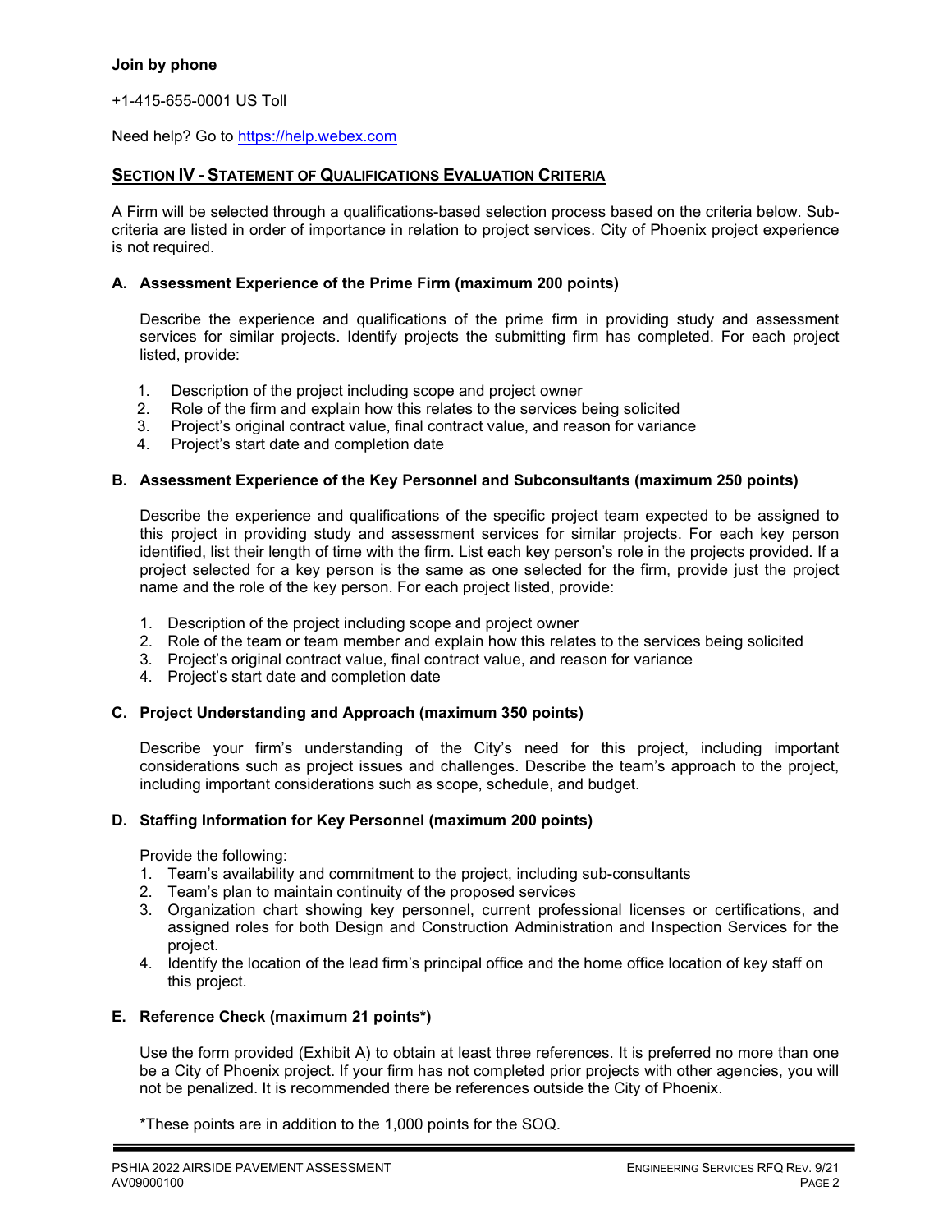**Join by phone**

+1-415-655-0001 US Toll

Need help? Go to https://help.webex.com

## SECTION IV - STATEMENT OF QUALIFICATIONS EVALUATION CRITERIA

A Firm will be selected through a qualifications-based selection process based on the criteria below. Sub-criteria are listed in order of importance in relation to project services. City of Phoenix project experience is not required.

### A. Assessment Experience of the Prime Firm (maximum 200 points)

Describe the experience and qualifications of the prime firm in providing study and assessment services for similar projects. Identify projects the submitting firm has completed. For each project listed, provide:

1. Description of the project including scope and project owner
2. Role of the firm and explain how this relates to the services being solicited
3. Project's original contract value, final contract value, and reason for variance
4. Project's start date and completion date

### B. Assessment Experience of the Key Personnel and Subconsultants (maximum 250 points)

Describe the experience and qualifications of the specific project team expected to be assigned to this project in providing study and assessment services for similar projects. For each key person identified, list their length of time with the firm. List each key person's role in the projects provided. If a project selected for a key person is the same as one selected for the firm, provide just the project name and the role of the key person. For each project listed, provide:

1. Description of the project including scope and project owner
2. Role of the team or team member and explain how this relates to the services being solicited
3. Project's original contract value, final contract value, and reason for variance
4. Project's start date and completion date

### C. Project Understanding and Approach (maximum 350 points)

Describe your firm's understanding of the City's need for this project, including important considerations such as project issues and challenges. Describe the team's approach to the project, including important considerations such as scope, schedule, and budget.

### D. Staffing Information for Key Personnel (maximum 200 points)

Provide the following:

1. Team's availability and commitment to the project, including sub-consultants
2. Team's plan to maintain continuity of the proposed services
3. Organization chart showing key personnel, current professional licenses or certifications, and assigned roles for both Design and Construction Administration and Inspection Services for the project.
4. Identify the location of the lead firm's principal office and the home office location of key staff on this project.

### E. Reference Check (maximum 21 points*)

Use the form provided (Exhibit A) to obtain at least three references. It is preferred no more than one be a City of Phoenix project. If your firm has not completed prior projects with other agencies, you will not be penalized. It is recommended there be references outside the City of Phoenix.

*These points are in addition to the 1,000 points for the SOQ.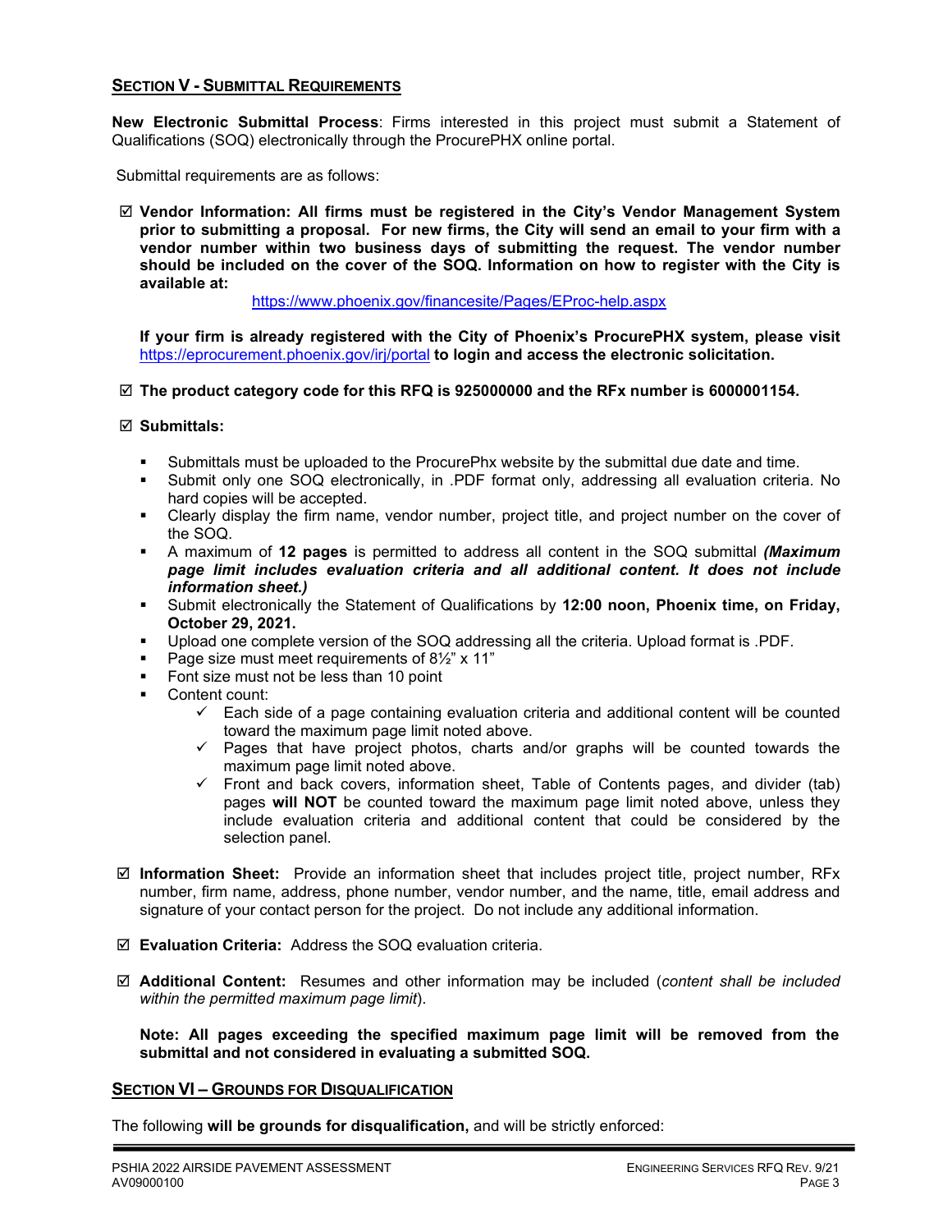## SECTION V - SUBMITTAL REQUIREMENTS

**New Electronic Submittal Process**: Firms interested in this project must submit a Statement of Qualifications (SOQ) electronically through the ProcurePHX online portal.

Submittal requirements are as follows:

☑ **Vendor Information: All firms must be registered in the City's Vendor Management System prior to submitting a proposal. For new firms, the City will send an email to your firm with a vendor number within two business days of submitting the request. The vendor number should be included on the cover of the SOQ. Information on how to register with the City is available at:**

https://www.phoenix.gov/financesite/Pages/EProc-help.aspx

**If your firm is already registered with the City of Phoenix's ProcurePHX system, please visit** https://eprocurement.phoenix.gov/irj/portal **to login and access the electronic solicitation.**

☑ **The product category code for this RFQ is 925000000 and the RFx number is 6000001154.**

☑ **Submittals:**

- Submittals must be uploaded to the ProcurePhx website by the submittal due date and time.
- Submit only one SOQ electronically, in .PDF format only, addressing all evaluation criteria. No hard copies will be accepted.
- Clearly display the firm name, vendor number, project title, and project number on the cover of the SOQ.
- A maximum of **12 pages** is permitted to address all content in the SOQ submittal ***(Maximum page limit includes evaluation criteria and all additional content. It does not include information sheet.)***
- Submit electronically the Statement of Qualifications by **12:00 noon, Phoenix time, on Friday, October 29, 2021.**
- Upload one complete version of the SOQ addressing all the criteria. Upload format is .PDF.
- Page size must meet requirements of 8½" x 11"
- Font size must not be less than 10 point
- Content count:
  - ✓ Each side of a page containing evaluation criteria and additional content will be counted toward the maximum page limit noted above.
  - ✓ Pages that have project photos, charts and/or graphs will be counted towards the maximum page limit noted above.
  - ✓ Front and back covers, information sheet, Table of Contents pages, and divider (tab) pages **will NOT** be counted toward the maximum page limit noted above, unless they include evaluation criteria and additional content that could be considered by the selection panel.

☑ **Information Sheet:** Provide an information sheet that includes project title, project number, RFx number, firm name, address, phone number, vendor number, and the name, title, email address and signature of your contact person for the project. Do not include any additional information.

☑ **Evaluation Criteria:** Address the SOQ evaluation criteria.

☑ **Additional Content:** Resumes and other information may be included (*content shall be included within the permitted maximum page limit*).

**Note: All pages exceeding the specified maximum page limit will be removed from the submittal and not considered in evaluating a submitted SOQ.**

## SECTION VI – GROUNDS FOR DISQUALIFICATION

The following **will be grounds for disqualification,** and will be strictly enforced: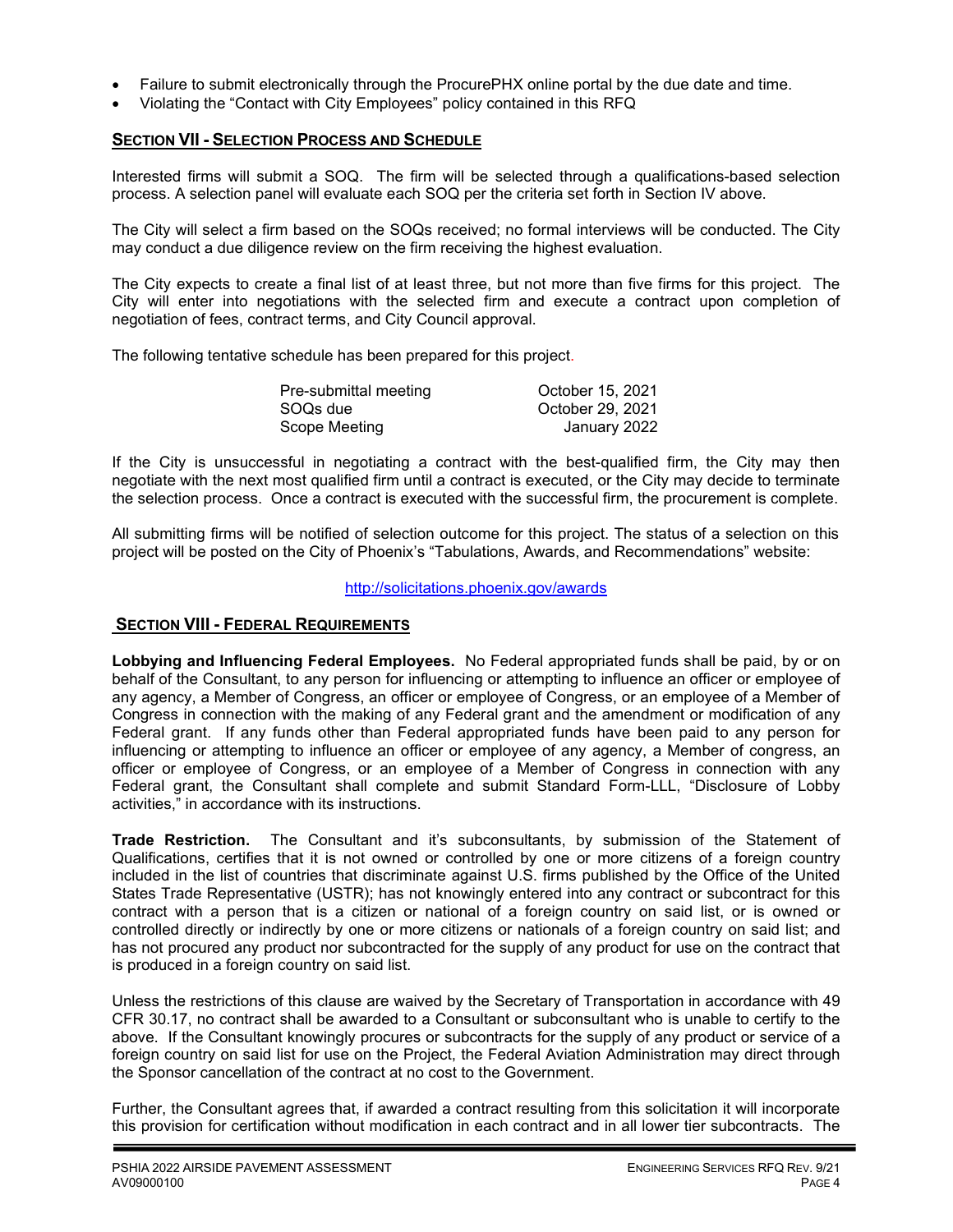- Failure to submit electronically through the ProcurePHX online portal by the due date and time.
- Violating the "Contact with City Employees" policy contained in this RFQ

## SECTION VII - SELECTION PROCESS AND SCHEDULE

Interested firms will submit a SOQ. The firm will be selected through a qualifications-based selection process. A selection panel will evaluate each SOQ per the criteria set forth in Section IV above.

The City will select a firm based on the SOQs received; no formal interviews will be conducted. The City may conduct a due diligence review on the firm receiving the highest evaluation.

The City expects to create a final list of at least three, but not more than five firms for this project. The City will enter into negotiations with the selected firm and execute a contract upon completion of negotiation of fees, contract terms, and City Council approval.

The following tentative schedule has been prepared for this project.

| | |
|---|---|
| Pre-submittal meeting | October 15, 2021 |
| SOQs due | October 29, 2021 |
| Scope Meeting | January 2022 |

If the City is unsuccessful in negotiating a contract with the best-qualified firm, the City may then negotiate with the next most qualified firm until a contract is executed, or the City may decide to terminate the selection process. Once a contract is executed with the successful firm, the procurement is complete.

All submitting firms will be notified of selection outcome for this project. The status of a selection on this project will be posted on the City of Phoenix's "Tabulations, Awards, and Recommendations" website:

http://solicitations.phoenix.gov/awards

## SECTION VIII - FEDERAL REQUIREMENTS

**Lobbying and Influencing Federal Employees.** No Federal appropriated funds shall be paid, by or on behalf of the Consultant, to any person for influencing or attempting to influence an officer or employee of any agency, a Member of Congress, an officer or employee of Congress, or an employee of a Member of Congress in connection with the making of any Federal grant and the amendment or modification of any Federal grant. If any funds other than Federal appropriated funds have been paid to any person for influencing or attempting to influence an officer or employee of any agency, a Member of congress, an officer or employee of Congress, or an employee of a Member of Congress in connection with any Federal grant, the Consultant shall complete and submit Standard Form-LLL, "Disclosure of Lobby activities," in accordance with its instructions.

**Trade Restriction.** The Consultant and it's subconsultants, by submission of the Statement of Qualifications, certifies that it is not owned or controlled by one or more citizens of a foreign country included in the list of countries that discriminate against U.S. firms published by the Office of the United States Trade Representative (USTR); has not knowingly entered into any contract or subcontract for this contract with a person that is a citizen or national of a foreign country on said list, or is owned or controlled directly or indirectly by one or more citizens or nationals of a foreign country on said list; and has not procured any product nor subcontracted for the supply of any product for use on the contract that is produced in a foreign country on said list.

Unless the restrictions of this clause are waived by the Secretary of Transportation in accordance with 49 CFR 30.17, no contract shall be awarded to a Consultant or subconsultant who is unable to certify to the above. If the Consultant knowingly procures or subcontracts for the supply of any product or service of a foreign country on said list for use on the Project, the Federal Aviation Administration may direct through the Sponsor cancellation of the contract at no cost to the Government.

Further, the Consultant agrees that, if awarded a contract resulting from this solicitation it will incorporate this provision for certification without modification in each contract and in all lower tier subcontracts. The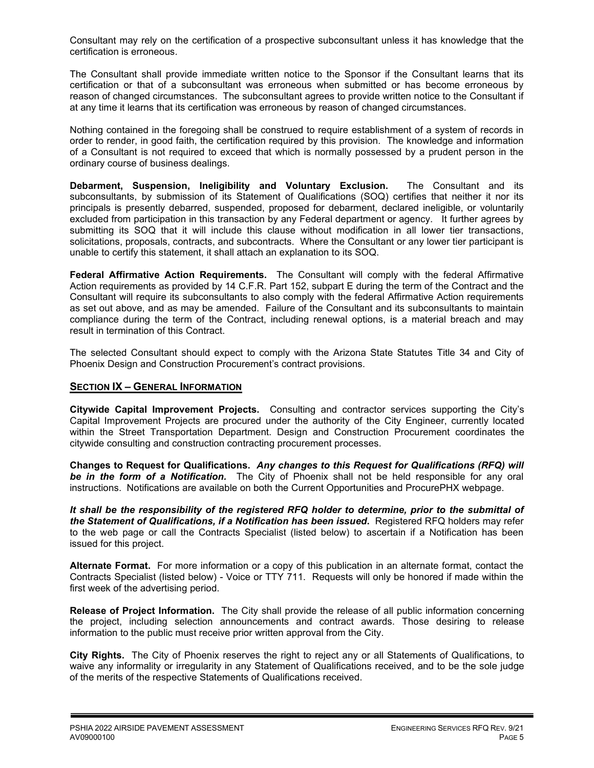Consultant may rely on the certification of a prospective subconsultant unless it has knowledge that the certification is erroneous.

The Consultant shall provide immediate written notice to the Sponsor if the Consultant learns that its certification or that of a subconsultant was erroneous when submitted or has become erroneous by reason of changed circumstances. The subconsultant agrees to provide written notice to the Consultant if at any time it learns that its certification was erroneous by reason of changed circumstances.

Nothing contained in the foregoing shall be construed to require establishment of a system of records in order to render, in good faith, the certification required by this provision. The knowledge and information of a Consultant is not required to exceed that which is normally possessed by a prudent person in the ordinary course of business dealings.

**Debarment, Suspension, Ineligibility and Voluntary Exclusion.** The Consultant and its subconsultants, by submission of its Statement of Qualifications (SOQ) certifies that neither it nor its principals is presently debarred, suspended, proposed for debarment, declared ineligible, or voluntarily excluded from participation in this transaction by any Federal department or agency. It further agrees by submitting its SOQ that it will include this clause without modification in all lower tier transactions, solicitations, proposals, contracts, and subcontracts. Where the Consultant or any lower tier participant is unable to certify this statement, it shall attach an explanation to its SOQ.

**Federal Affirmative Action Requirements.** The Consultant will comply with the federal Affirmative Action requirements as provided by 14 C.F.R. Part 152, subpart E during the term of the Contract and the Consultant will require its subconsultants to also comply with the federal Affirmative Action requirements as set out above, and as may be amended. Failure of the Consultant and its subconsultants to maintain compliance during the term of the Contract, including renewal options, is a material breach and may result in termination of this Contract.

The selected Consultant should expect to comply with the Arizona State Statutes Title 34 and City of Phoenix Design and Construction Procurement's contract provisions.

## SECTION IX – GENERAL INFORMATION

**Citywide Capital Improvement Projects.** Consulting and contractor services supporting the City's Capital Improvement Projects are procured under the authority of the City Engineer, currently located within the Street Transportation Department. Design and Construction Procurement coordinates the citywide consulting and construction contracting procurement processes.

**Changes to Request for Qualifications.** ***Any changes to this Request for Qualifications (RFQ) will be in the form of a Notification.*** The City of Phoenix shall not be held responsible for any oral instructions. Notifications are available on both the Current Opportunities and ProcurePHX webpage.

***It shall be the responsibility of the registered RFQ holder to determine, prior to the submittal of the Statement of Qualifications, if a Notification has been issued*.** Registered RFQ holders may refer to the web page or call the Contracts Specialist (listed below) to ascertain if a Notification has been issued for this project.

**Alternate Format.** For more information or a copy of this publication in an alternate format, contact the Contracts Specialist (listed below) - Voice or TTY 711. Requests will only be honored if made within the first week of the advertising period.

**Release of Project Information.** The City shall provide the release of all public information concerning the project, including selection announcements and contract awards. Those desiring to release information to the public must receive prior written approval from the City.

**City Rights.** The City of Phoenix reserves the right to reject any or all Statements of Qualifications, to waive any informality or irregularity in any Statement of Qualifications received, and to be the sole judge of the merits of the respective Statements of Qualifications received.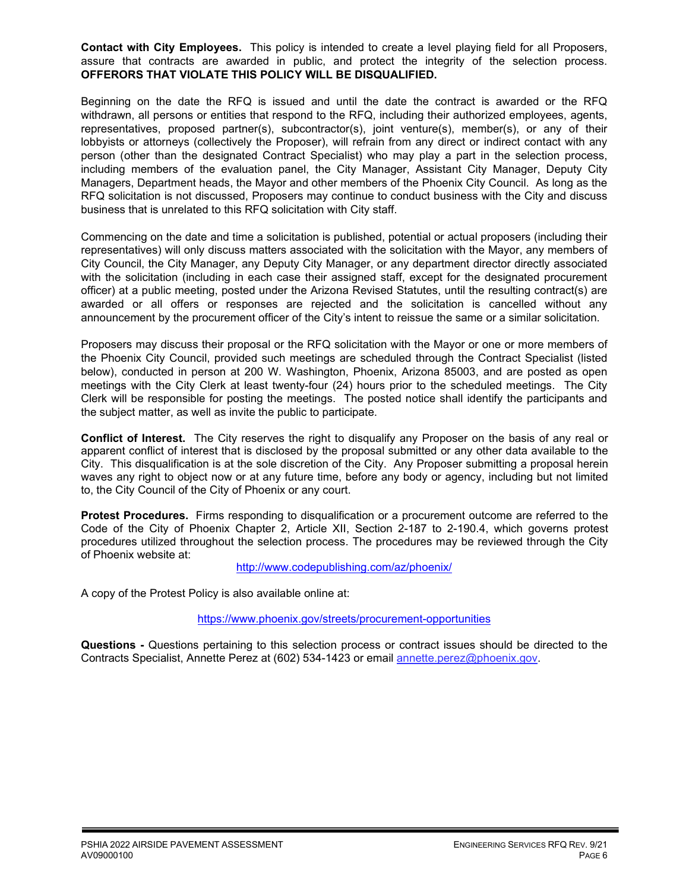**Contact with City Employees.** This policy is intended to create a level playing field for all Proposers, assure that contracts are awarded in public, and protect the integrity of the selection process. **OFFERORS THAT VIOLATE THIS POLICY WILL BE DISQUALIFIED.**

Beginning on the date the RFQ is issued and until the date the contract is awarded or the RFQ withdrawn, all persons or entities that respond to the RFQ, including their authorized employees, agents, representatives, proposed partner(s), subcontractor(s), joint venture(s), member(s), or any of their lobbyists or attorneys (collectively the Proposer), will refrain from any direct or indirect contact with any person (other than the designated Contract Specialist) who may play a part in the selection process, including members of the evaluation panel, the City Manager, Assistant City Manager, Deputy City Managers, Department heads, the Mayor and other members of the Phoenix City Council. As long as the RFQ solicitation is not discussed, Proposers may continue to conduct business with the City and discuss business that is unrelated to this RFQ solicitation with City staff.

Commencing on the date and time a solicitation is published, potential or actual proposers (including their representatives) will only discuss matters associated with the solicitation with the Mayor, any members of City Council, the City Manager, any Deputy City Manager, or any department director directly associated with the solicitation (including in each case their assigned staff, except for the designated procurement officer) at a public meeting, posted under the Arizona Revised Statutes, until the resulting contract(s) are awarded or all offers or responses are rejected and the solicitation is cancelled without any announcement by the procurement officer of the City's intent to reissue the same or a similar solicitation.

Proposers may discuss their proposal or the RFQ solicitation with the Mayor or one or more members of the Phoenix City Council, provided such meetings are scheduled through the Contract Specialist (listed below), conducted in person at 200 W. Washington, Phoenix, Arizona 85003, and are posted as open meetings with the City Clerk at least twenty-four (24) hours prior to the scheduled meetings. The City Clerk will be responsible for posting the meetings. The posted notice shall identify the participants and the subject matter, as well as invite the public to participate.

**Conflict of Interest.** The City reserves the right to disqualify any Proposer on the basis of any real or apparent conflict of interest that is disclosed by the proposal submitted or any other data available to the City. This disqualification is at the sole discretion of the City. Any Proposer submitting a proposal herein waves any right to object now or at any future time, before any body or agency, including but not limited to, the City Council of the City of Phoenix or any court.

**Protest Procedures.** Firms responding to disqualification or a procurement outcome are referred to the Code of the City of Phoenix Chapter 2, Article XII, Section 2-187 to 2-190.4, which governs protest procedures utilized throughout the selection process. The procedures may be reviewed through the City of Phoenix website at:

http://www.codepublishing.com/az/phoenix/

A copy of the Protest Policy is also available online at:

https://www.phoenix.gov/streets/procurement-opportunities

**Questions -** Questions pertaining to this selection process or contract issues should be directed to the Contracts Specialist, Annette Perez at (602) 534-1423 or email annette.perez@phoenix.gov.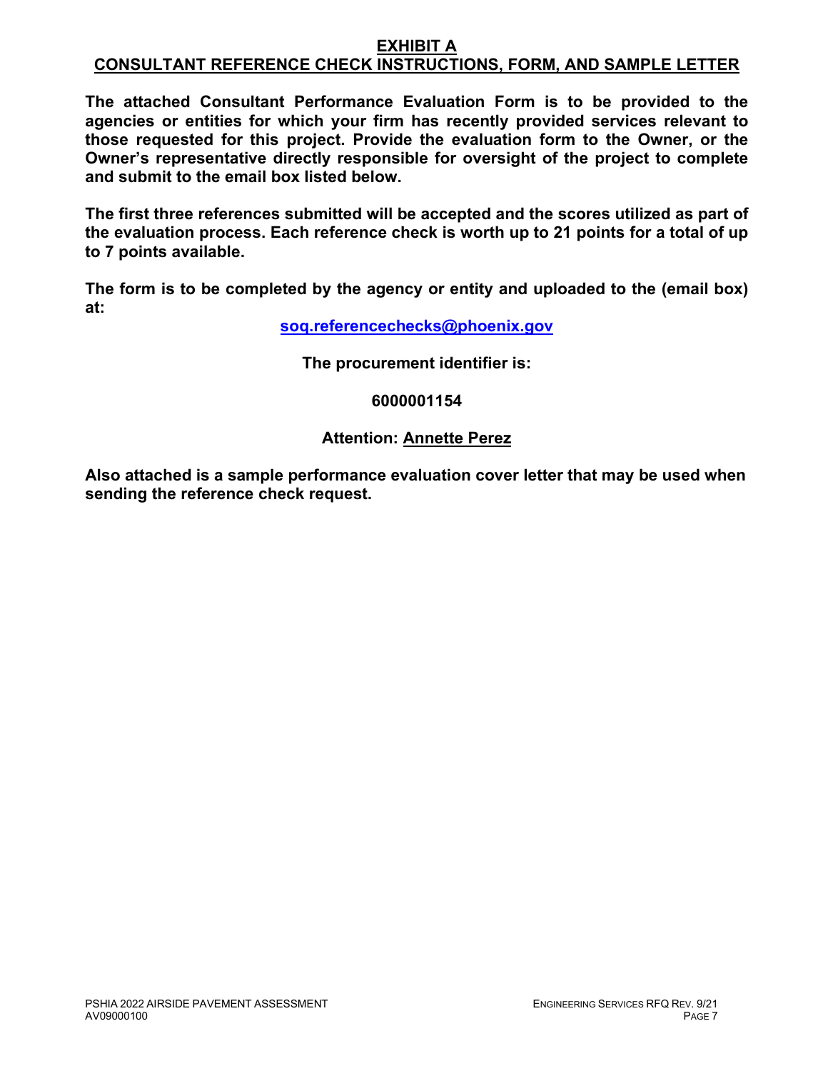# EXHIBIT A
## CONSULTANT REFERENCE CHECK INSTRUCTIONS, FORM, AND SAMPLE LETTER

**The attached Consultant Performance Evaluation Form is to be provided to the agencies or entities for which your firm has recently provided services relevant to those requested for this project. Provide the evaluation form to the Owner, or the Owner's representative directly responsible for oversight of the project to complete and submit to the email box listed below.**

**The first three references submitted will be accepted and the scores utilized as part of the evaluation process. Each reference check is worth up to 21 points for a total of up to 7 points available.**

**The form is to be completed by the agency or entity and uploaded to the (email box) at:**

**[soq.referencechecks@phoenix.gov](mailto:soq.referencechecks@phoenix.gov)**

**The procurement identifier is:**

**6000001154**

**Attention: Annette Perez**

**Also attached is a sample performance evaluation cover letter that may be used when sending the reference check request.**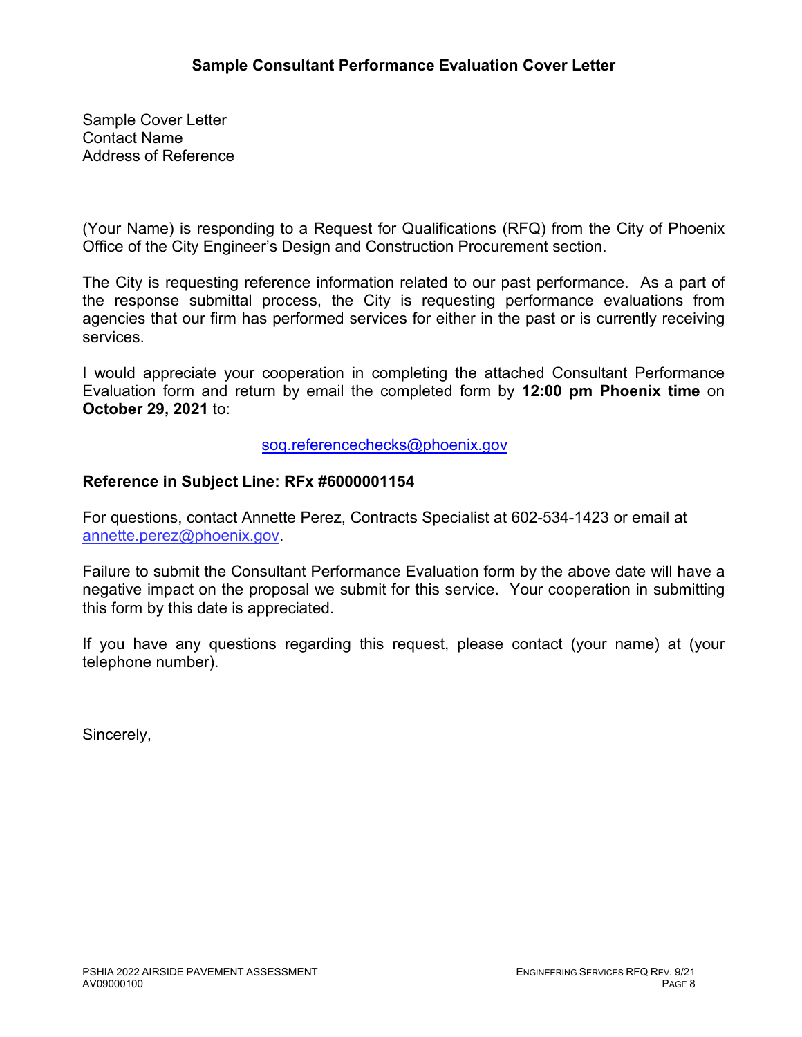## Sample Consultant Performance Evaluation Cover Letter

Sample Cover Letter
Contact Name
Address of Reference

(Your Name) is responding to a Request for Qualifications (RFQ) from the City of Phoenix Office of the City Engineer's Design and Construction Procurement section.

The City is requesting reference information related to our past performance. As a part of the response submittal process, the City is requesting performance evaluations from agencies that our firm has performed services for either in the past or is currently receiving services.

I would appreciate your cooperation in completing the attached Consultant Performance Evaluation form and return by email the completed form by **12:00 pm Phoenix time** on **October 29, 2021** to:

soq.referencechecks@phoenix.gov

**Reference in Subject Line: RFx #6000001154**

For questions, contact Annette Perez, Contracts Specialist at 602-534-1423 or email at annette.perez@phoenix.gov.

Failure to submit the Consultant Performance Evaluation form by the above date will have a negative impact on the proposal we submit for this service. Your cooperation in submitting this form by this date is appreciated.

If you have any questions regarding this request, please contact (your name) at (your telephone number).

Sincerely,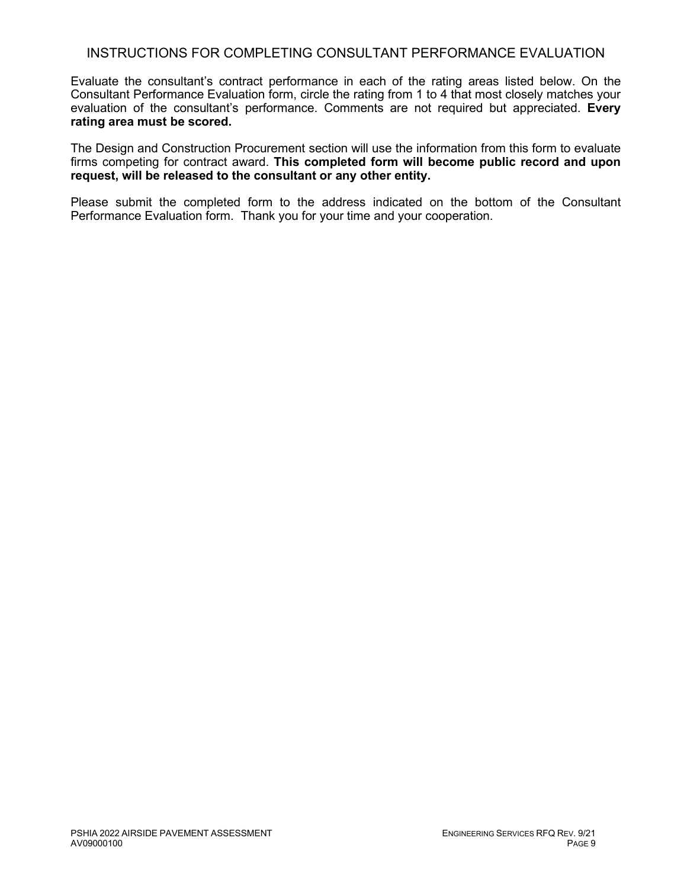## INSTRUCTIONS FOR COMPLETING CONSULTANT PERFORMANCE EVALUATION

Evaluate the consultant's contract performance in each of the rating areas listed below. On the Consultant Performance Evaluation form, circle the rating from 1 to 4 that most closely matches your evaluation of the consultant's performance. Comments are not required but appreciated. **Every rating area must be scored.**

The Design and Construction Procurement section will use the information from this form to evaluate firms competing for contract award. **This completed form will become public record and upon request, will be released to the consultant or any other entity.**

Please submit the completed form to the address indicated on the bottom of the Consultant Performance Evaluation form. Thank you for your time and your cooperation.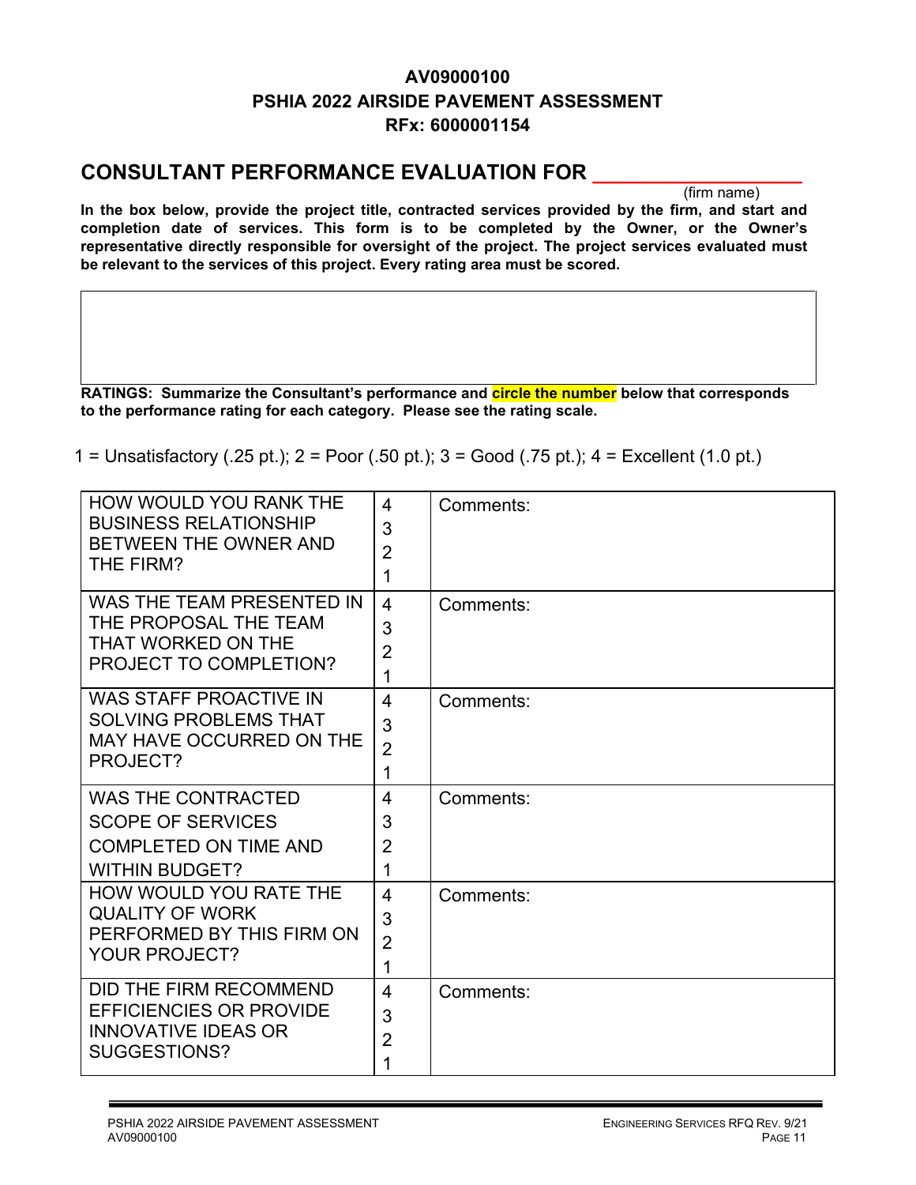**AV09000100**
**PSHIA 2022 AIRSIDE PAVEMENT ASSESSMENT**
**RFx: 6000001154**

## CONSULTANT PERFORMANCE EVALUATION FOR ____________________

(firm name)

**In the box below, provide the project title, contracted services provided by the firm, and start and completion date of services. This form is to be completed by the Owner, or the Owner's representative directly responsible for oversight of the project. The project services evaluated must be relevant to the services of this project. Every rating area must be scored.**

| |
|---|
| |

**RATINGS: Summarize the Consultant's performance and circle the number below that corresponds to the performance rating for each category. Please see the rating scale.**

1 = Unsatisfactory (.25 pt.); 2 = Poor (.50 pt.); 3 = Good (.75 pt.); 4 = Excellent (1.0 pt.)

| | | |
|---|---|---|
| HOW WOULD YOU RANK THE BUSINESS RELATIONSHIP BETWEEN THE OWNER AND THE FIRM? | 4<br>3<br>2<br>1 | Comments: |
| WAS THE TEAM PRESENTED IN THE PROPOSAL THE TEAM THAT WORKED ON THE PROJECT TO COMPLETION? | 4<br>3<br>2<br>1 | Comments: |
| WAS STAFF PROACTIVE IN SOLVING PROBLEMS THAT MAY HAVE OCCURRED ON THE PROJECT? | 4<br>3<br>2<br>1 | Comments: |
| WAS THE CONTRACTED SCOPE OF SERVICES COMPLETED ON TIME AND WITHIN BUDGET? | 4<br>3<br>2<br>1 | Comments: |
| HOW WOULD YOU RATE THE QUALITY OF WORK PERFORMED BY THIS FIRM ON YOUR PROJECT? | 4<br>3<br>2<br>1 | Comments: |
| DID THE FIRM RECOMMEND EFFICIENCIES OR PROVIDE INNOVATIVE IDEAS OR SUGGESTIONS? | 4<br>3<br>2<br>1 | Comments: |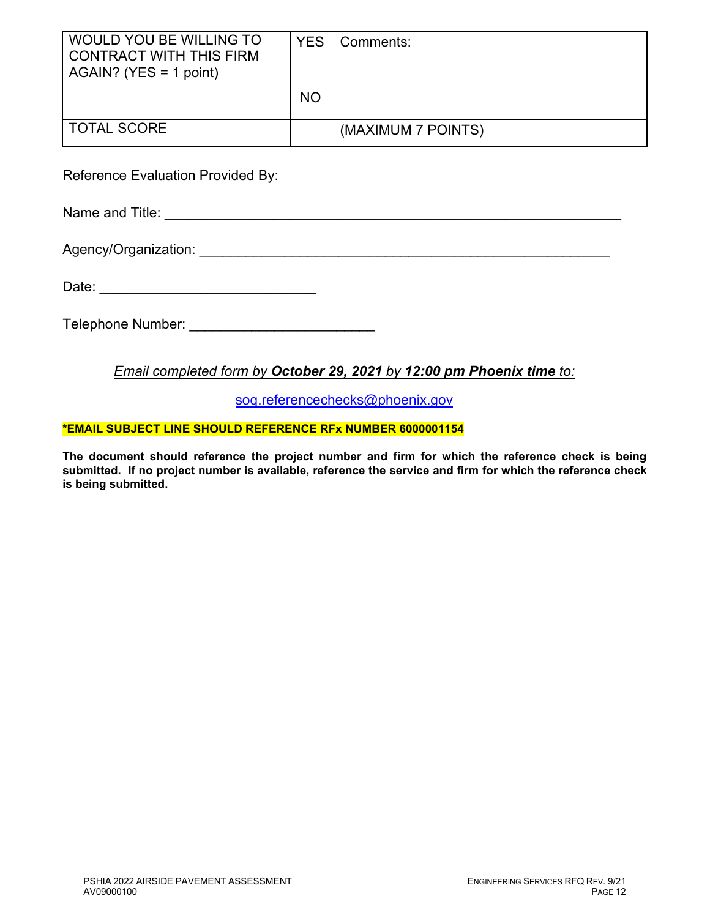| | | |
|---|---|---|
| WOULD YOU BE WILLING TO CONTRACT WITH THIS FIRM AGAIN? (YES = 1 point) | YES<br><br>NO | Comments: |
| TOTAL SCORE | | (MAXIMUM 7 POINTS) |

Reference Evaluation Provided By:

Name and Title: ___________________________________________________________

Agency/Organization: ______________________________________________________

Date: ____________________________

Telephone Number: ________________________

*Email completed form by **October 29, 2021** by **12:00 pm Phoenix time** to:*

soq.referencechecks@phoenix.gov

**\*EMAIL SUBJECT LINE SHOULD REFERENCE RFx NUMBER 6000001154**

**The document should reference the project number and firm for which the reference check is being submitted. If no project number is available, reference the service and firm for which the reference check is being submitted.**